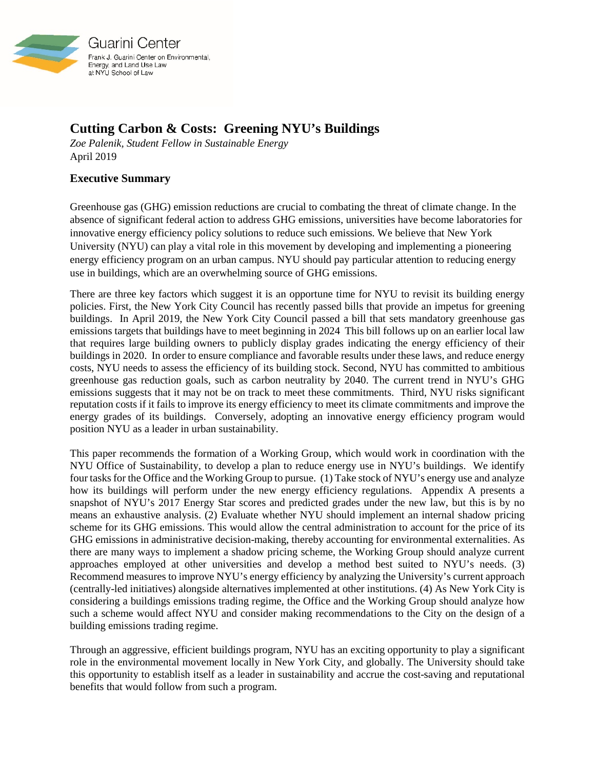Guarini Center

Frank J. Guarini Center on Environmental, Energy, and Land Use Law at NYU School of Law

# Cutting Carbon & Costs: Greening NYU's Buildings

*Zoe Palenik, Student Fellow in Sustainable Energy*
April 2019

## Executive Summary

Greenhouse gas (GHG) emission reductions are crucial to combating the threat of climate change. In the absence of significant federal action to address GHG emissions, universities have become laboratories for innovative energy efficiency policy solutions to reduce such emissions. We believe that New York University (NYU) can play a vital role in this movement by developing and implementing a pioneering energy efficiency program on an urban campus. NYU should pay particular attention to reducing energy use in buildings, which are an overwhelming source of GHG emissions.

There are three key factors which suggest it is an opportune time for NYU to revisit its building energy policies. First, the New York City Council has recently passed bills that provide an impetus for greening buildings. In April 2019, the New York City Council passed a bill that sets mandatory greenhouse gas emissions targets that buildings have to meet beginning in 2024 This bill follows up on an earlier local law that requires large building owners to publicly display grades indicating the energy efficiency of their buildings in 2020. In order to ensure compliance and favorable results under these laws, and reduce energy costs, NYU needs to assess the efficiency of its building stock. Second, NYU has committed to ambitious greenhouse gas reduction goals, such as carbon neutrality by 2040. The current trend in NYU's GHG emissions suggests that it may not be on track to meet these commitments. Third, NYU risks significant reputation costs if it fails to improve its energy efficiency to meet its climate commitments and improve the energy grades of its buildings. Conversely, adopting an innovative energy efficiency program would position NYU as a leader in urban sustainability.

This paper recommends the formation of a Working Group, which would work in coordination with the NYU Office of Sustainability, to develop a plan to reduce energy use in NYU's buildings. We identify four tasks for the Office and the Working Group to pursue. (1) Take stock of NYU's energy use and analyze how its buildings will perform under the new energy efficiency regulations. Appendix A presents a snapshot of NYU's 2017 Energy Star scores and predicted grades under the new law, but this is by no means an exhaustive analysis. (2) Evaluate whether NYU should implement an internal shadow pricing scheme for its GHG emissions. This would allow the central administration to account for the price of its GHG emissions in administrative decision-making, thereby accounting for environmental externalities. As there are many ways to implement a shadow pricing scheme, the Working Group should analyze current approaches employed at other universities and develop a method best suited to NYU's needs. (3) Recommend measures to improve NYU's energy efficiency by analyzing the University's current approach (centrally-led initiatives) alongside alternatives implemented at other institutions. (4) As New York City is considering a buildings emissions trading regime, the Office and the Working Group should analyze how such a scheme would affect NYU and consider making recommendations to the City on the design of a building emissions trading regime.

Through an aggressive, efficient buildings program, NYU has an exciting opportunity to play a significant role in the environmental movement locally in New York City, and globally. The University should take this opportunity to establish itself as a leader in sustainability and accrue the cost-saving and reputational benefits that would follow from such a program.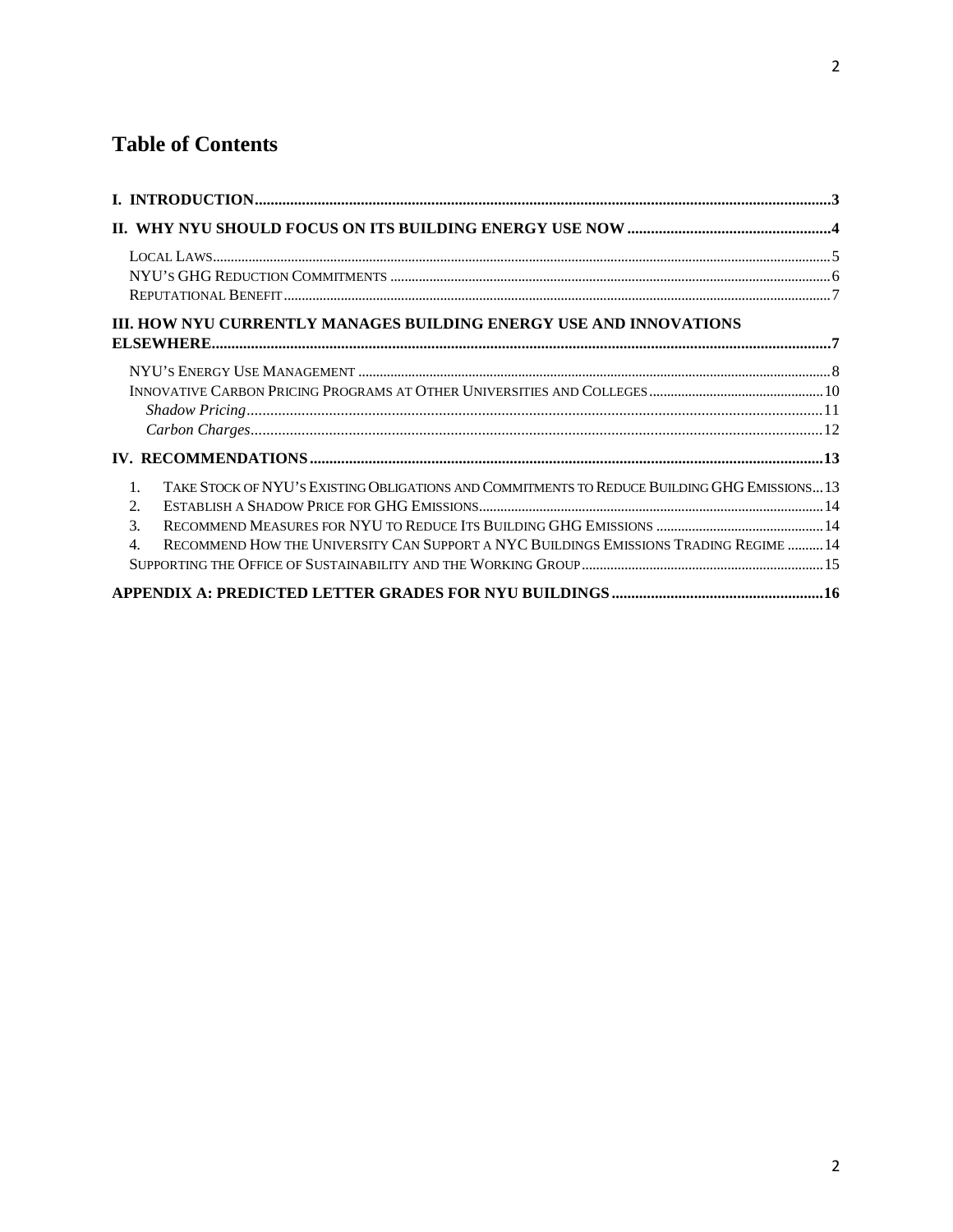# Table of Contents

**I. INTRODUCTION** ........ 3

**II. WHY NYU SHOULD FOCUS ON ITS BUILDING ENERGY USE NOW** ........ 4

- LOCAL LAWS ........ 5
- NYU'S GHG REDUCTION COMMITMENTS ........ 6
- REPUTATIONAL BENEFIT ........ 7

**III. HOW NYU CURRENTLY MANAGES BUILDING ENERGY USE AND INNOVATIONS ELSEWHERE** ........ 7

- NYU'S ENERGY USE MANAGEMENT ........ 8
- INNOVATIVE CARBON PRICING PROGRAMS AT OTHER UNIVERSITIES AND COLLEGES ........ 10
  - *Shadow Pricing* ........ 11
  - *Carbon Charges* ........ 12

**IV. RECOMMENDATIONS** ........ 13

1. TAKE STOCK OF NYU'S EXISTING OBLIGATIONS AND COMMITMENTS TO REDUCE BUILDING GHG EMISSIONS ........ 13
2. ESTABLISH A SHADOW PRICE FOR GHG EMISSIONS ........ 14
3. RECOMMEND MEASURES FOR NYU TO REDUCE ITS BUILDING GHG EMISSIONS ........ 14
4. RECOMMEND HOW THE UNIVERSITY CAN SUPPORT A NYC BUILDINGS EMISSIONS TRADING REGIME ........ 14

- SUPPORTING THE OFFICE OF SUSTAINABILITY AND THE WORKING GROUP ........ 15

**APPENDIX A: PREDICTED LETTER GRADES FOR NYU BUILDINGS** ........ 16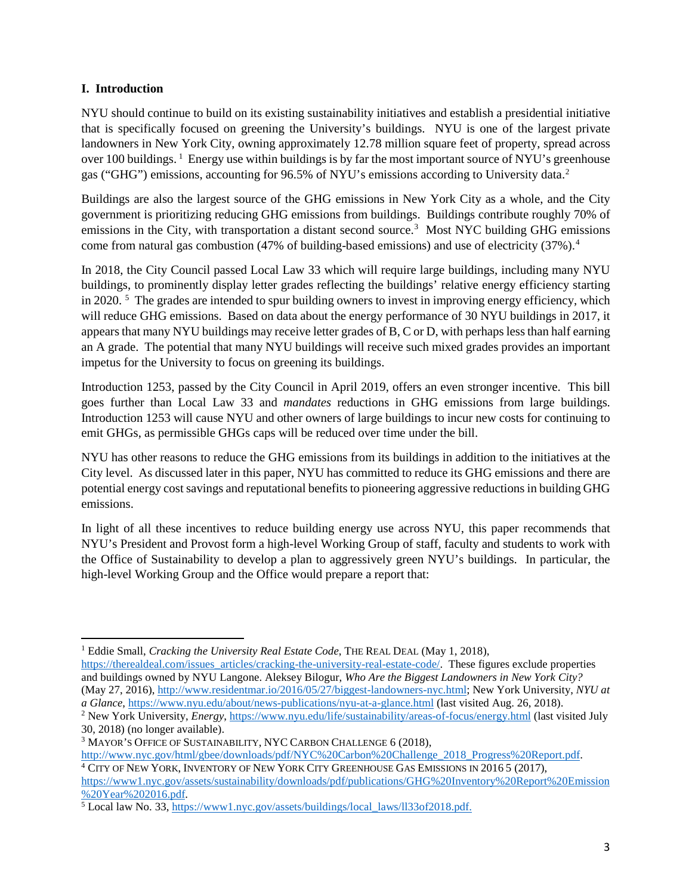## I. Introduction

NYU should continue to build on its existing sustainability initiatives and establish a presidential initiative that is specifically focused on greening the University's buildings. NYU is one of the largest private landowners in New York City, owning approximately 12.78 million square feet of property, spread across over 100 buildings.[1] Energy use within buildings is by far the most important source of NYU's greenhouse gas ("GHG") emissions, accounting for 96.5% of NYU's emissions according to University data.[2]

Buildings are also the largest source of the GHG emissions in New York City as a whole, and the City government is prioritizing reducing GHG emissions from buildings. Buildings contribute roughly 70% of emissions in the City, with transportation a distant second source.[3] Most NYC building GHG emissions come from natural gas combustion (47% of building-based emissions) and use of electricity (37%).[4]

In 2018, the City Council passed Local Law 33 which will require large buildings, including many NYU buildings, to prominently display letter grades reflecting the buildings' relative energy efficiency starting in 2020.[5] The grades are intended to spur building owners to invest in improving energy efficiency, which will reduce GHG emissions. Based on data about the energy performance of 30 NYU buildings in 2017, it appears that many NYU buildings may receive letter grades of B, C or D, with perhaps less than half earning an A grade. The potential that many NYU buildings will receive such mixed grades provides an important impetus for the University to focus on greening its buildings.

Introduction 1253, passed by the City Council in April 2019, offers an even stronger incentive. This bill goes further than Local Law 33 and *mandates* reductions in GHG emissions from large buildings. Introduction 1253 will cause NYU and other owners of large buildings to incur new costs for continuing to emit GHGs, as permissible GHGs caps will be reduced over time under the bill.

NYU has other reasons to reduce the GHG emissions from its buildings in addition to the initiatives at the City level. As discussed later in this paper, NYU has committed to reduce its GHG emissions and there are potential energy cost savings and reputational benefits to pioneering aggressive reductions in building GHG emissions.

In light of all these incentives to reduce building energy use across NYU, this paper recommends that NYU's President and Provost form a high-level Working Group of staff, faculty and students to work with the Office of Sustainability to develop a plan to aggressively green NYU's buildings. In particular, the high-level Working Group and the Office would prepare a report that:

---

[1] Eddie Small, *Cracking the University Real Estate Code*, THE REAL DEAL (May 1, 2018), https://therealdeal.com/issues_articles/cracking-the-university-real-estate-code/. These figures exclude properties and buildings owned by NYU Langone. Aleksey Bilogur, *Who Are the Biggest Landowners in New York City?* (May 27, 2016), http://www.residentmar.io/2016/05/27/biggest-landowners-nyc.html; New York University, *NYU at a Glance*, https://www.nyu.edu/about/news-publications/nyu-at-a-glance.html (last visited Aug. 26, 2018).

[2] New York University, *Energy*, https://www.nyu.edu/life/sustainability/areas-of-focus/energy.html (last visited July 30, 2018) (no longer available).

[3] MAYOR'S OFFICE OF SUSTAINABILITY, NYC CARBON CHALLENGE 6 (2018), http://www.nyc.gov/html/gbee/downloads/pdf/NYC%20Carbon%20Challenge_2018_Progress%20Report.pdf.

[4] CITY OF NEW YORK, INVENTORY OF NEW YORK CITY GREENHOUSE GAS EMISSIONS IN 2016 5 (2017), https://www1.nyc.gov/assets/sustainability/downloads/pdf/publications/GHG%20Inventory%20Report%20Emission%20Year%202016.pdf.

[5] Local law No. 33, https://www1.nyc.gov/assets/buildings/local_laws/ll33of2018.pdf.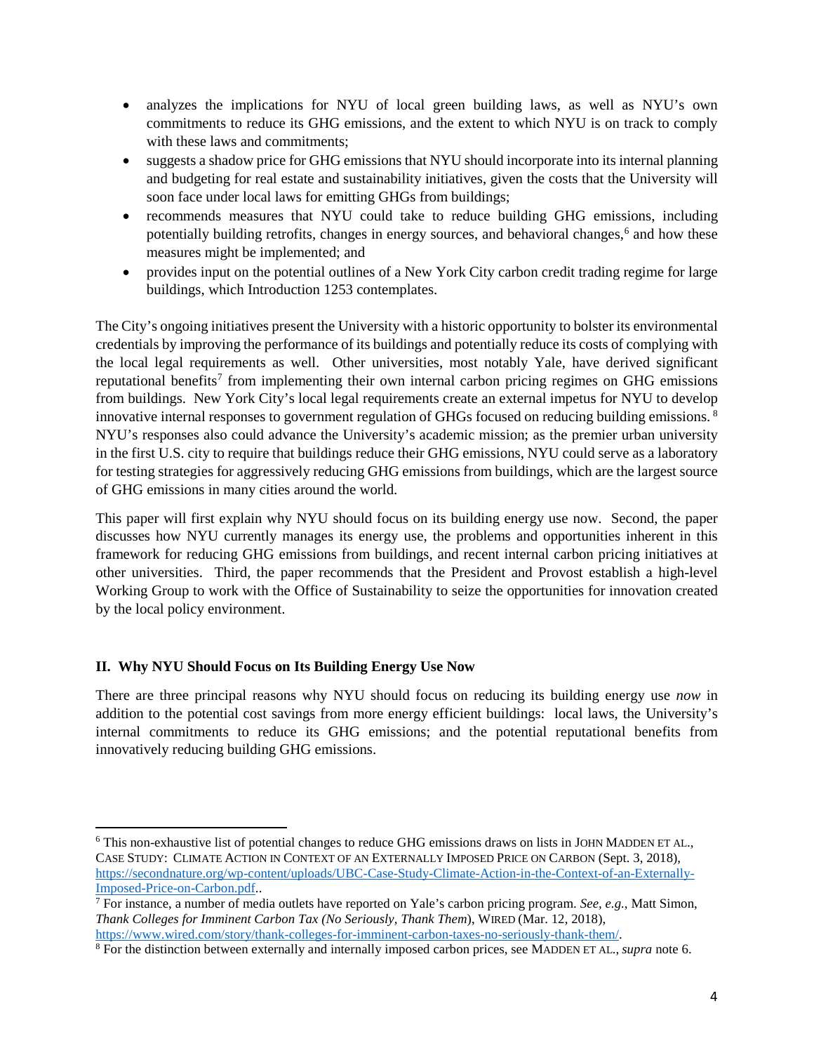- analyzes the implications for NYU of local green building laws, as well as NYU's own commitments to reduce its GHG emissions, and the extent to which NYU is on track to comply with these laws and commitments;
- suggests a shadow price for GHG emissions that NYU should incorporate into its internal planning and budgeting for real estate and sustainability initiatives, given the costs that the University will soon face under local laws for emitting GHGs from buildings;
- recommends measures that NYU could take to reduce building GHG emissions, including potentially building retrofits, changes in energy sources, and behavioral changes,[6] and how these measures might be implemented; and
- provides input on the potential outlines of a New York City carbon credit trading regime for large buildings, which Introduction 1253 contemplates.

The City's ongoing initiatives present the University with a historic opportunity to bolster its environmental credentials by improving the performance of its buildings and potentially reduce its costs of complying with the local legal requirements as well. Other universities, most notably Yale, have derived significant reputational benefits[7] from implementing their own internal carbon pricing regimes on GHG emissions from buildings. New York City's local legal requirements create an external impetus for NYU to develop innovative internal responses to government regulation of GHGs focused on reducing building emissions.[8] NYU's responses also could advance the University's academic mission; as the premier urban university in the first U.S. city to require that buildings reduce their GHG emissions, NYU could serve as a laboratory for testing strategies for aggressively reducing GHG emissions from buildings, which are the largest source of GHG emissions in many cities around the world.

This paper will first explain why NYU should focus on its building energy use now. Second, the paper discusses how NYU currently manages its energy use, the problems and opportunities inherent in this framework for reducing GHG emissions from buildings, and recent internal carbon pricing initiatives at other universities. Third, the paper recommends that the President and Provost establish a high-level Working Group to work with the Office of Sustainability to seize the opportunities for innovation created by the local policy environment.

## II. Why NYU Should Focus on Its Building Energy Use Now

There are three principal reasons why NYU should focus on reducing its building energy use *now* in addition to the potential cost savings from more energy efficient buildings: local laws, the University's internal commitments to reduce its GHG emissions; and the potential reputational benefits from innovatively reducing building GHG emissions.

---

[6] This non-exhaustive list of potential changes to reduce GHG emissions draws on lists in JOHN MADDEN ET AL., CASE STUDY: CLIMATE ACTION IN CONTEXT OF AN EXTERNALLY IMPOSED PRICE ON CARBON (Sept. 3, 2018), https://secondnature.org/wp-content/uploads/UBC-Case-Study-Climate-Action-in-the-Context-of-an-Externally-Imposed-Price-on-Carbon.pdf..

[7] For instance, a number of media outlets have reported on Yale's carbon pricing program. *See, e.g.,* Matt Simon, *Thank Colleges for Imminent Carbon Tax (No Seriously, Thank Them)*, WIRED (Mar. 12, 2018), https://www.wired.com/story/thank-colleges-for-imminent-carbon-taxes-no-seriously-thank-them/.

[8] For the distinction between externally and internally imposed carbon prices, see MADDEN ET AL., *supra* note 6.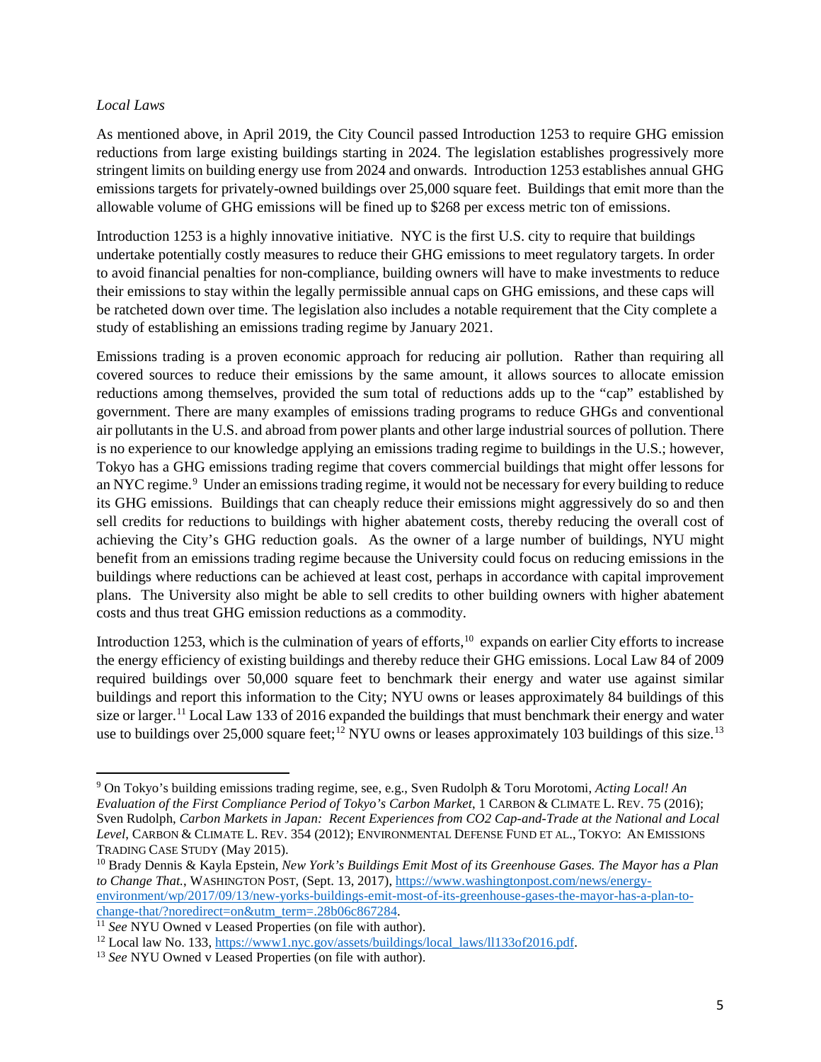*Local Laws*

As mentioned above, in April 2019, the City Council passed Introduction 1253 to require GHG emission reductions from large existing buildings starting in 2024. The legislation establishes progressively more stringent limits on building energy use from 2024 and onwards. Introduction 1253 establishes annual GHG emissions targets for privately-owned buildings over 25,000 square feet. Buildings that emit more than the allowable volume of GHG emissions will be fined up to $268 per excess metric ton of emissions.

Introduction 1253 is a highly innovative initiative. NYC is the first U.S. city to require that buildings undertake potentially costly measures to reduce their GHG emissions to meet regulatory targets. In order to avoid financial penalties for non-compliance, building owners will have to make investments to reduce their emissions to stay within the legally permissible annual caps on GHG emissions, and these caps will be ratcheted down over time. The legislation also includes a notable requirement that the City complete a study of establishing an emissions trading regime by January 2021.

Emissions trading is a proven economic approach for reducing air pollution. Rather than requiring all covered sources to reduce their emissions by the same amount, it allows sources to allocate emission reductions among themselves, provided the sum total of reductions adds up to the "cap" established by government. There are many examples of emissions trading programs to reduce GHGs and conventional air pollutants in the U.S. and abroad from power plants and other large industrial sources of pollution. There is no experience to our knowledge applying an emissions trading regime to buildings in the U.S.; however, Tokyo has a GHG emissions trading regime that covers commercial buildings that might offer lessons for an NYC regime.[9] Under an emissions trading regime, it would not be necessary for every building to reduce its GHG emissions. Buildings that can cheaply reduce their emissions might aggressively do so and then sell credits for reductions to buildings with higher abatement costs, thereby reducing the overall cost of achieving the City's GHG reduction goals. As the owner of a large number of buildings, NYU might benefit from an emissions trading regime because the University could focus on reducing emissions in the buildings where reductions can be achieved at least cost, perhaps in accordance with capital improvement plans. The University also might be able to sell credits to other building owners with higher abatement costs and thus treat GHG emission reductions as a commodity.

Introduction 1253, which is the culmination of years of efforts,[10] expands on earlier City efforts to increase the energy efficiency of existing buildings and thereby reduce their GHG emissions. Local Law 84 of 2009 required buildings over 50,000 square feet to benchmark their energy and water use against similar buildings and report this information to the City; NYU owns or leases approximately 84 buildings of this size or larger.[11] Local Law 133 of 2016 expanded the buildings that must benchmark their energy and water use to buildings over 25,000 square feet;[12] NYU owns or leases approximately 103 buildings of this size.[13]

---

[9] On Tokyo's building emissions trading regime, see, e.g., Sven Rudolph & Toru Morotomi, *Acting Local! An Evaluation of the First Compliance Period of Tokyo's Carbon Market*, 1 CARBON & CLIMATE L. REV. 75 (2016); Sven Rudolph, *Carbon Markets in Japan: Recent Experiences from CO2 Cap-and-Trade at the National and Local Level*, CARBON & CLIMATE L. REV. 354 (2012); ENVIRONMENTAL DEFENSE FUND ET AL., TOKYO: AN EMISSIONS TRADING CASE STUDY (May 2015).

[10] Brady Dennis & Kayla Epstein, *New York's Buildings Emit Most of its Greenhouse Gases. The Mayor has a Plan to Change That.*, WASHINGTON POST, (Sept. 13, 2017), https://www.washingtonpost.com/news/energy-environment/wp/2017/09/13/new-yorks-buildings-emit-most-of-its-greenhouse-gases-the-mayor-has-a-plan-to-change-that/?noredirect=on&utm_term=.28b06c867284.

[11] *See* NYU Owned v Leased Properties (on file with author).

[12] Local law No. 133, https://www1.nyc.gov/assets/buildings/local_laws/ll133of2016.pdf.

[13] *See* NYU Owned v Leased Properties (on file with author).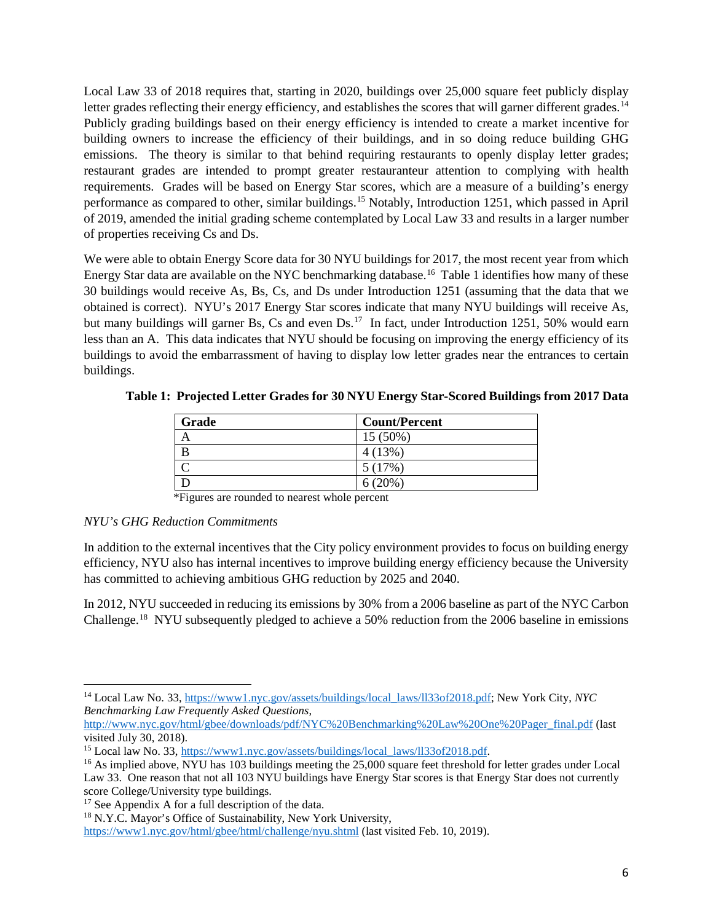Local Law 33 of 2018 requires that, starting in 2020, buildings over 25,000 square feet publicly display letter grades reflecting their energy efficiency, and establishes the scores that will garner different grades.[14] Publicly grading buildings based on their energy efficiency is intended to create a market incentive for building owners to increase the efficiency of their buildings, and in so doing reduce building GHG emissions. The theory is similar to that behind requiring restaurants to openly display letter grades; restaurant grades are intended to prompt greater restauranteur attention to complying with health requirements. Grades will be based on Energy Star scores, which are a measure of a building's energy performance as compared to other, similar buildings.[15] Notably, Introduction 1251, which passed in April of 2019, amended the initial grading scheme contemplated by Local Law 33 and results in a larger number of properties receiving Cs and Ds.

We were able to obtain Energy Score data for 30 NYU buildings for 2017, the most recent year from which Energy Star data are available on the NYC benchmarking database.[16] Table 1 identifies how many of these 30 buildings would receive As, Bs, Cs, and Ds under Introduction 1251 (assuming that the data that we obtained is correct). NYU's 2017 Energy Star scores indicate that many NYU buildings will receive As, but many buildings will garner Bs, Cs and even Ds.[17] In fact, under Introduction 1251, 50% would earn less than an A. This data indicates that NYU should be focusing on improving the energy efficiency of its buildings to avoid the embarrassment of having to display low letter grades near the entrances to certain buildings.

**Table 1: Projected Letter Grades for 30 NYU Energy Star-Scored Buildings from 2017 Data**

| Grade | Count/Percent |
|---|---|
| A | 15 (50%) |
| B | 4 (13%) |
| C | 5 (17%) |
| D | 6 (20%) |

*Figures are rounded to nearest whole percent

*NYU's GHG Reduction Commitments*

In addition to the external incentives that the City policy environment provides to focus on building energy efficiency, NYU also has internal incentives to improve building energy efficiency because the University has committed to achieving ambitious GHG reduction by 2025 and 2040.

In 2012, NYU succeeded in reducing its emissions by 30% from a 2006 baseline as part of the NYC Carbon Challenge.[18] NYU subsequently pledged to achieve a 50% reduction from the 2006 baseline in emissions

---

[14] Local Law No. 33, https://www1.nyc.gov/assets/buildings/local_laws/ll33of2018.pdf; New York City, *NYC Benchmarking Law Frequently Asked Questions*, http://www.nyc.gov/html/gbee/downloads/pdf/NYC%20Benchmarking%20Law%20One%20Pager_final.pdf (last visited July 30, 2018).

[15] Local law No. 33, https://www1.nyc.gov/assets/buildings/local_laws/ll33of2018.pdf.

[16] As implied above, NYU has 103 buildings meeting the 25,000 square feet threshold for letter grades under Local Law 33. One reason that not all 103 NYU buildings have Energy Star scores is that Energy Star does not currently score College/University type buildings.

[17] See Appendix A for a full description of the data.

[18] N.Y.C. Mayor's Office of Sustainability, New York University, https://www1.nyc.gov/html/gbee/html/challenge/nyu.shtml (last visited Feb. 10, 2019).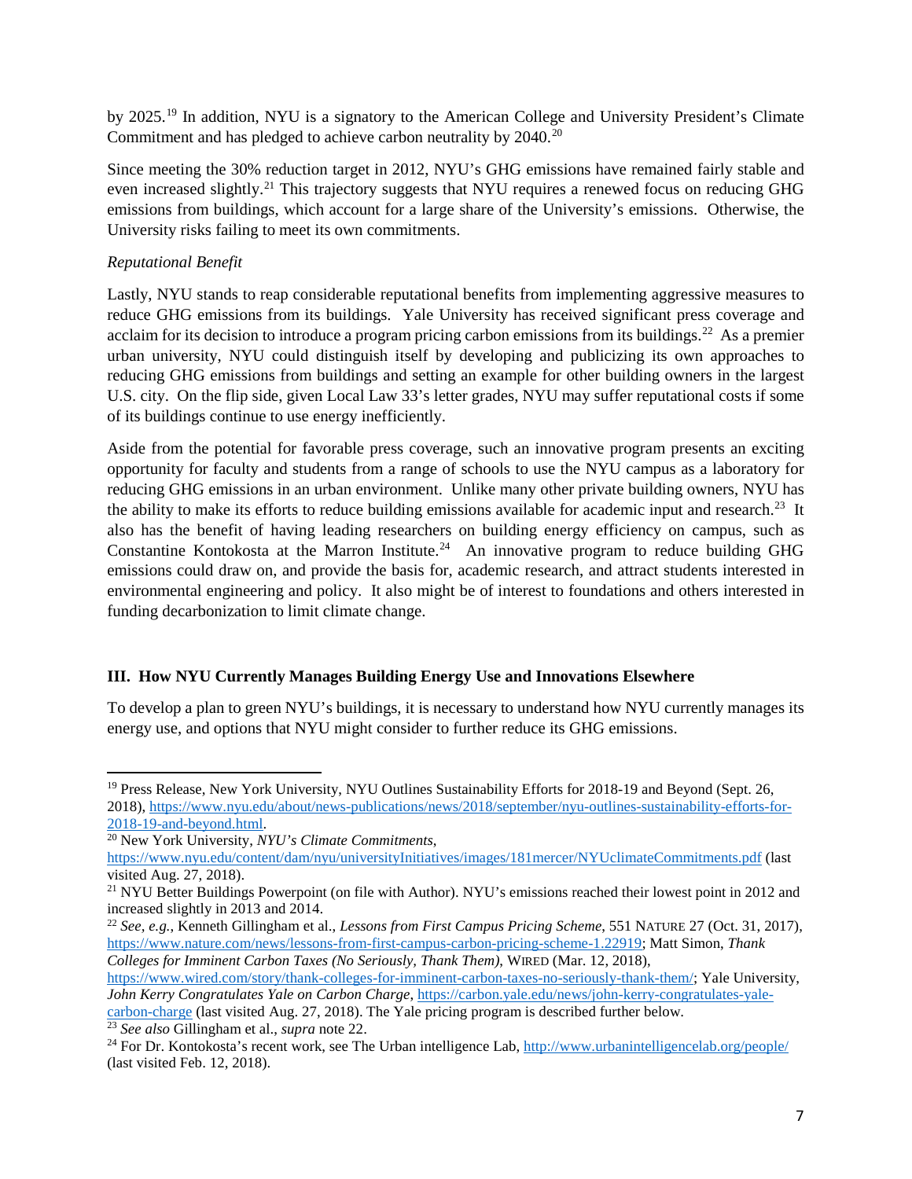by 2025.[19] In addition, NYU is a signatory to the American College and University President's Climate Commitment and has pledged to achieve carbon neutrality by 2040.[20]

Since meeting the 30% reduction target in 2012, NYU's GHG emissions have remained fairly stable and even increased slightly.[21] This trajectory suggests that NYU requires a renewed focus on reducing GHG emissions from buildings, which account for a large share of the University's emissions. Otherwise, the University risks failing to meet its own commitments.

*Reputational Benefit*

Lastly, NYU stands to reap considerable reputational benefits from implementing aggressive measures to reduce GHG emissions from its buildings. Yale University has received significant press coverage and acclaim for its decision to introduce a program pricing carbon emissions from its buildings.[22] As a premier urban university, NYU could distinguish itself by developing and publicizing its own approaches to reducing GHG emissions from buildings and setting an example for other building owners in the largest U.S. city. On the flip side, given Local Law 33's letter grades, NYU may suffer reputational costs if some of its buildings continue to use energy inefficiently.

Aside from the potential for favorable press coverage, such an innovative program presents an exciting opportunity for faculty and students from a range of schools to use the NYU campus as a laboratory for reducing GHG emissions in an urban environment. Unlike many other private building owners, NYU has the ability to make its efforts to reduce building emissions available for academic input and research.[23] It also has the benefit of having leading researchers on building energy efficiency on campus, such as Constantine Kontokosta at the Marron Institute.[24] An innovative program to reduce building GHG emissions could draw on, and provide the basis for, academic research, and attract students interested in environmental engineering and policy. It also might be of interest to foundations and others interested in funding decarbonization to limit climate change.

## III. How NYU Currently Manages Building Energy Use and Innovations Elsewhere

To develop a plan to green NYU's buildings, it is necessary to understand how NYU currently manages its energy use, and options that NYU might consider to further reduce its GHG emissions.

---

[19] Press Release, New York University, NYU Outlines Sustainability Efforts for 2018-19 and Beyond (Sept. 26, 2018), https://www.nyu.edu/about/news-publications/news/2018/september/nyu-outlines-sustainability-efforts-for-2018-19-and-beyond.html.

[20] New York University, *NYU's Climate Commitments*, https://www.nyu.edu/content/dam/nyu/universityInitiatives/images/181mercer/NYUclimateCommitments.pdf (last visited Aug. 27, 2018).

[21] NYU Better Buildings Powerpoint (on file with Author). NYU's emissions reached their lowest point in 2012 and increased slightly in 2013 and 2014.

[22] *See, e.g.*, Kenneth Gillingham et al., *Lessons from First Campus Pricing Scheme*, 551 NATURE 27 (Oct. 31, 2017), https://www.nature.com/news/lessons-from-first-campus-carbon-pricing-scheme-1.22919; Matt Simon, *Thank Colleges for Imminent Carbon Taxes (No Seriously, Thank Them)*, WIRED (Mar. 12, 2018), https://www.wired.com/story/thank-colleges-for-imminent-carbon-taxes-no-seriously-thank-them/; Yale University, *John Kerry Congratulates Yale on Carbon Charge*, https://carbon.yale.edu/news/john-kerry-congratulates-yale-carbon-charge (last visited Aug. 27, 2018). The Yale pricing program is described further below.

[23] *See also* Gillingham et al., *supra* note 22.

[24] For Dr. Kontokosta's recent work, see The Urban intelligence Lab, http://www.urbanintelligencelab.org/people/ (last visited Feb. 12, 2018).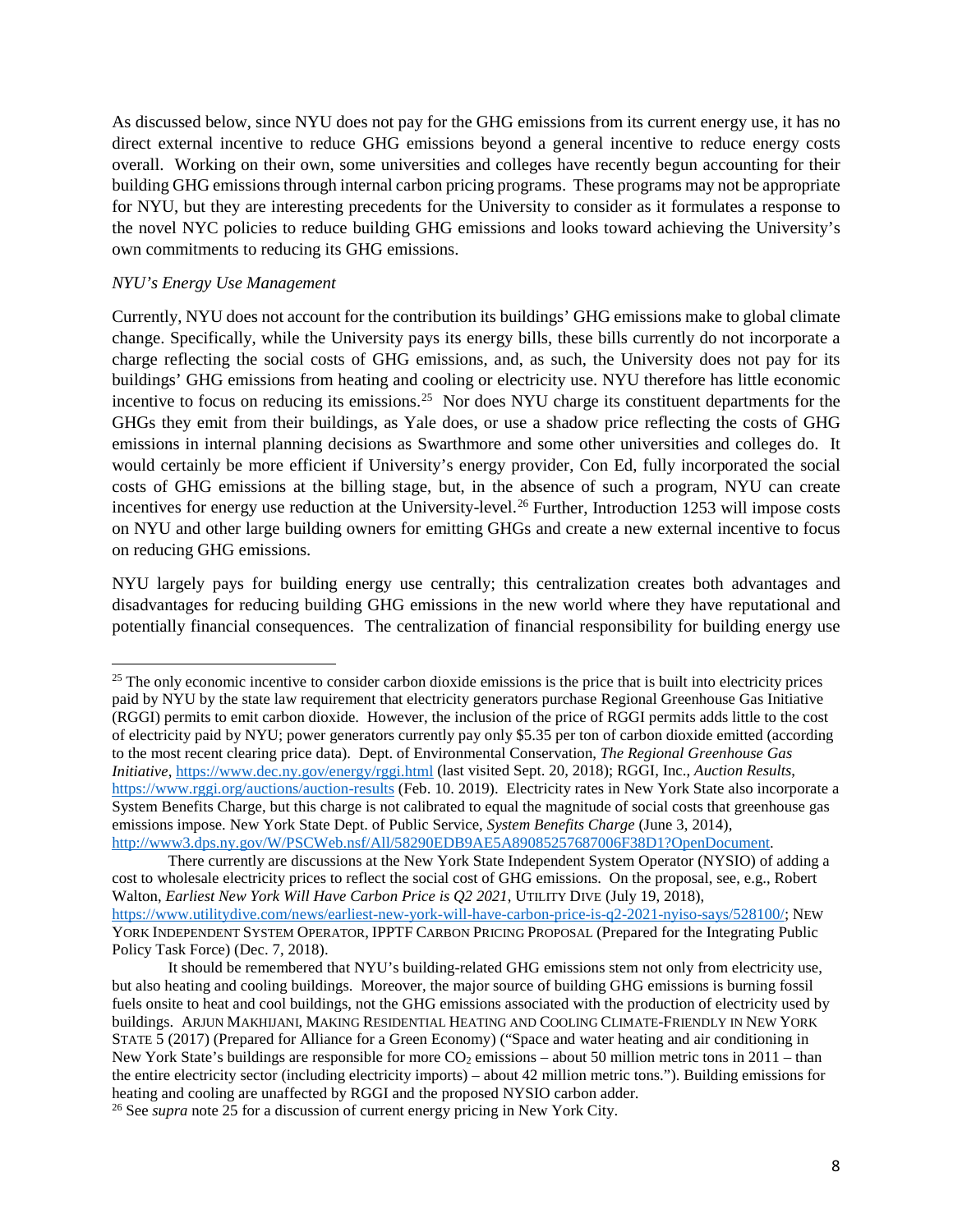As discussed below, since NYU does not pay for the GHG emissions from its current energy use, it has no direct external incentive to reduce GHG emissions beyond a general incentive to reduce energy costs overall. Working on their own, some universities and colleges have recently begun accounting for their building GHG emissions through internal carbon pricing programs. These programs may not be appropriate for NYU, but they are interesting precedents for the University to consider as it formulates a response to the novel NYC policies to reduce building GHG emissions and looks toward achieving the University's own commitments to reducing its GHG emissions.

*NYU's Energy Use Management*

Currently, NYU does not account for the contribution its buildings' GHG emissions make to global climate change. Specifically, while the University pays its energy bills, these bills currently do not incorporate a charge reflecting the social costs of GHG emissions, and, as such, the University does not pay for its buildings' GHG emissions from heating and cooling or electricity use. NYU therefore has little economic incentive to focus on reducing its emissions.[25] Nor does NYU charge its constituent departments for the GHGs they emit from their buildings, as Yale does, or use a shadow price reflecting the costs of GHG emissions in internal planning decisions as Swarthmore and some other universities and colleges do. It would certainly be more efficient if University's energy provider, Con Ed, fully incorporated the social costs of GHG emissions at the billing stage, but, in the absence of such a program, NYU can create incentives for energy use reduction at the University-level.[26] Further, Introduction 1253 will impose costs on NYU and other large building owners for emitting GHGs and create a new external incentive to focus on reducing GHG emissions.

NYU largely pays for building energy use centrally; this centralization creates both advantages and disadvantages for reducing building GHG emissions in the new world where they have reputational and potentially financial consequences. The centralization of financial responsibility for building energy use

---

[25] The only economic incentive to consider carbon dioxide emissions is the price that is built into electricity prices paid by NYU by the state law requirement that electricity generators purchase Regional Greenhouse Gas Initiative (RGGI) permits to emit carbon dioxide. However, the inclusion of the price of RGGI permits adds little to the cost of electricity paid by NYU; power generators currently pay only $5.35 per ton of carbon dioxide emitted (according to the most recent clearing price data). Dept. of Environmental Conservation, *The Regional Greenhouse Gas Initiative*, https://www.dec.ny.gov/energy/rggi.html (last visited Sept. 20, 2018); RGGI, Inc., *Auction Results*, https://www.rggi.org/auctions/auction-results (Feb. 10. 2019). Electricity rates in New York State also incorporate a System Benefits Charge, but this charge is not calibrated to equal the magnitude of social costs that greenhouse gas emissions impose. New York State Dept. of Public Service, *System Benefits Charge* (June 3, 2014), http://www3.dps.ny.gov/W/PSCWeb.nsf/All/58290EDB9AE5A89085257687006F38D1?OpenDocument.

There currently are discussions at the New York State Independent System Operator (NYSIO) of adding a cost to wholesale electricity prices to reflect the social cost of GHG emissions. On the proposal, see, e.g., Robert Walton, *Earliest New York Will Have Carbon Price is Q2 2021*, UTILITY DIVE (July 19, 2018), https://www.utilitydive.com/news/earliest-new-york-will-have-carbon-price-is-q2-2021-nyiso-says/528100/; NEW YORK INDEPENDENT SYSTEM OPERATOR, IPPTF CARBON PRICING PROPOSAL (Prepared for the Integrating Public Policy Task Force) (Dec. 7, 2018).

It should be remembered that NYU's building-related GHG emissions stem not only from electricity use, but also heating and cooling buildings. Moreover, the major source of building GHG emissions is burning fossil fuels onsite to heat and cool buildings, not the GHG emissions associated with the production of electricity used by buildings. ARJUN MAKHIJANI, MAKING RESIDENTIAL HEATING AND COOLING CLIMATE-FRIENDLY IN NEW YORK STATE 5 (2017) (Prepared for Alliance for a Green Economy) ("Space and water heating and air conditioning in New York State's buildings are responsible for more $CO_2$ emissions – about 50 million metric tons in 2011 – than the entire electricity sector (including electricity imports) – about 42 million metric tons."). Building emissions for heating and cooling are unaffected by RGGI and the proposed NYSIO carbon adder.

[26] See *supra* note 25 for a discussion of current energy pricing in New York City.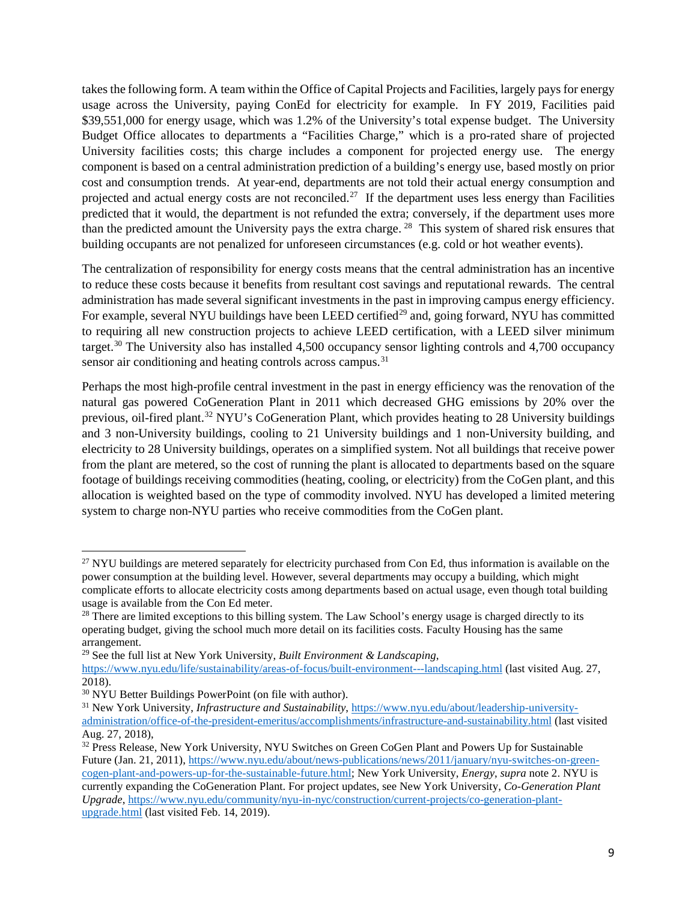takes the following form. A team within the Office of Capital Projects and Facilities, largely pays for energy usage across the University, paying ConEd for electricity for example. In FY 2019, Facilities paid $39,551,000 for energy usage, which was 1.2% of the University's total expense budget. The University Budget Office allocates to departments a "Facilities Charge," which is a pro-rated share of projected University facilities costs; this charge includes a component for projected energy use. The energy component is based on a central administration prediction of a building's energy use, based mostly on prior cost and consumption trends. At year-end, departments are not told their actual energy consumption and projected and actual energy costs are not reconciled.[27] If the department uses less energy than Facilities predicted that it would, the department is not refunded the extra; conversely, if the department uses more than the predicted amount the University pays the extra charge.[28] This system of shared risk ensures that building occupants are not penalized for unforeseen circumstances (e.g. cold or hot weather events).

The centralization of responsibility for energy costs means that the central administration has an incentive to reduce these costs because it benefits from resultant cost savings and reputational rewards. The central administration has made several significant investments in the past in improving campus energy efficiency. For example, several NYU buildings have been LEED certified[29] and, going forward, NYU has committed to requiring all new construction projects to achieve LEED certification, with a LEED silver minimum target.[30] The University also has installed 4,500 occupancy sensor lighting controls and 4,700 occupancy sensor air conditioning and heating controls across campus.[31]

Perhaps the most high-profile central investment in the past in energy efficiency was the renovation of the natural gas powered CoGeneration Plant in 2011 which decreased GHG emissions by 20% over the previous, oil-fired plant.[32] NYU's CoGeneration Plant, which provides heating to 28 University buildings and 3 non-University buildings, cooling to 21 University buildings and 1 non-University building, and electricity to 28 University buildings, operates on a simplified system. Not all buildings that receive power from the plant are metered, so the cost of running the plant is allocated to departments based on the square footage of buildings receiving commodities (heating, cooling, or electricity) from the CoGen plant, and this allocation is weighted based on the type of commodity involved. NYU has developed a limited metering system to charge non-NYU parties who receive commodities from the CoGen plant.

---

[27] NYU buildings are metered separately for electricity purchased from Con Ed, thus information is available on the power consumption at the building level. However, several departments may occupy a building, which might complicate efforts to allocate electricity costs among departments based on actual usage, even though total building usage is available from the Con Ed meter.

[28] There are limited exceptions to this billing system. The Law School's energy usage is charged directly to its operating budget, giving the school much more detail on its facilities costs. Faculty Housing has the same arrangement.

[29] See the full list at New York University, *Built Environment & Landscaping*, https://www.nyu.edu/life/sustainability/areas-of-focus/built-environment---landscaping.html (last visited Aug. 27, 2018).

[30] NYU Better Buildings PowerPoint (on file with author).

[31] New York University, *Infrastructure and Sustainability*, https://www.nyu.edu/about/leadership-university-administration/office-of-the-president-emeritus/accomplishments/infrastructure-and-sustainability.html (last visited Aug. 27, 2018),

[32] Press Release, New York University, NYU Switches on Green CoGen Plant and Powers Up for Sustainable Future (Jan. 21, 2011), https://www.nyu.edu/about/news-publications/news/2011/january/nyu-switches-on-green-cogen-plant-and-powers-up-for-the-sustainable-future.html; New York University, *Energy*, *supra* note 2. NYU is currently expanding the CoGeneration Plant. For project updates, see New York University, *Co-Generation Plant Upgrade*, https://www.nyu.edu/community/nyu-in-nyc/construction/current-projects/co-generation-plant-upgrade.html (last visited Feb. 14, 2019).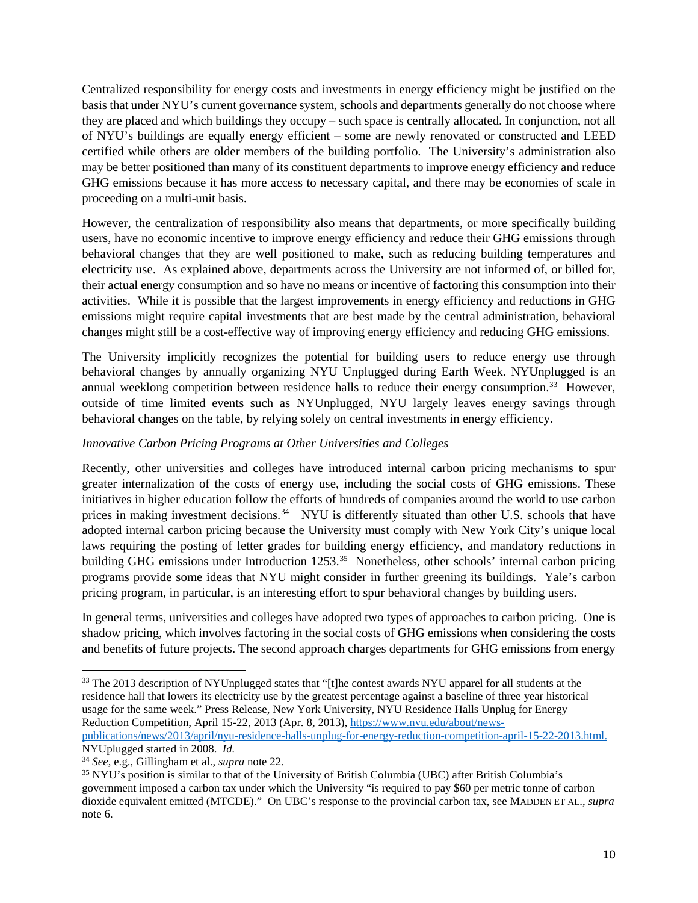Centralized responsibility for energy costs and investments in energy efficiency might be justified on the basis that under NYU's current governance system, schools and departments generally do not choose where they are placed and which buildings they occupy – such space is centrally allocated. In conjunction, not all of NYU's buildings are equally energy efficient – some are newly renovated or constructed and LEED certified while others are older members of the building portfolio. The University's administration also may be better positioned than many of its constituent departments to improve energy efficiency and reduce GHG emissions because it has more access to necessary capital, and there may be economies of scale in proceeding on a multi-unit basis.

However, the centralization of responsibility also means that departments, or more specifically building users, have no economic incentive to improve energy efficiency and reduce their GHG emissions through behavioral changes that they are well positioned to make, such as reducing building temperatures and electricity use. As explained above, departments across the University are not informed of, or billed for, their actual energy consumption and so have no means or incentive of factoring this consumption into their activities. While it is possible that the largest improvements in energy efficiency and reductions in GHG emissions might require capital investments that are best made by the central administration, behavioral changes might still be a cost-effective way of improving energy efficiency and reducing GHG emissions.

The University implicitly recognizes the potential for building users to reduce energy use through behavioral changes by annually organizing NYU Unplugged during Earth Week. NYUnplugged is an annual weeklong competition between residence halls to reduce their energy consumption.[33] However, outside of time limited events such as NYUnplugged, NYU largely leaves energy savings through behavioral changes on the table, by relying solely on central investments in energy efficiency.

*Innovative Carbon Pricing Programs at Other Universities and Colleges*

Recently, other universities and colleges have introduced internal carbon pricing mechanisms to spur greater internalization of the costs of energy use, including the social costs of GHG emissions. These initiatives in higher education follow the efforts of hundreds of companies around the world to use carbon prices in making investment decisions.[34] NYU is differently situated than other U.S. schools that have adopted internal carbon pricing because the University must comply with New York City's unique local laws requiring the posting of letter grades for building energy efficiency, and mandatory reductions in building GHG emissions under Introduction 1253.[35] Nonetheless, other schools' internal carbon pricing programs provide some ideas that NYU might consider in further greening its buildings. Yale's carbon pricing program, in particular, is an interesting effort to spur behavioral changes by building users.

In general terms, universities and colleges have adopted two types of approaches to carbon pricing. One is shadow pricing, which involves factoring in the social costs of GHG emissions when considering the costs and benefits of future projects. The second approach charges departments for GHG emissions from energy

---

[33] The 2013 description of NYUnplugged states that "[t]he contest awards NYU apparel for all students at the residence hall that lowers its electricity use by the greatest percentage against a baseline of three year historical usage for the same week." Press Release, New York University, NYU Residence Halls Unplug for Energy Reduction Competition, April 15-22, 2013 (Apr. 8, 2013), https://www.nyu.edu/about/news-publications/news/2013/april/nyu-residence-halls-unplug-for-energy-reduction-competition-april-15-22-2013.html. NYUplugged started in 2008. *Id.*

[34] *See*, e.g., Gillingham et al., *supra* note 22.

[35] NYU's position is similar to that of the University of British Columbia (UBC) after British Columbia's government imposed a carbon tax under which the University "is required to pay $60 per metric tonne of carbon dioxide equivalent emitted (MTCDE)." On UBC's response to the provincial carbon tax, see MADDEN ET AL., *supra* note 6.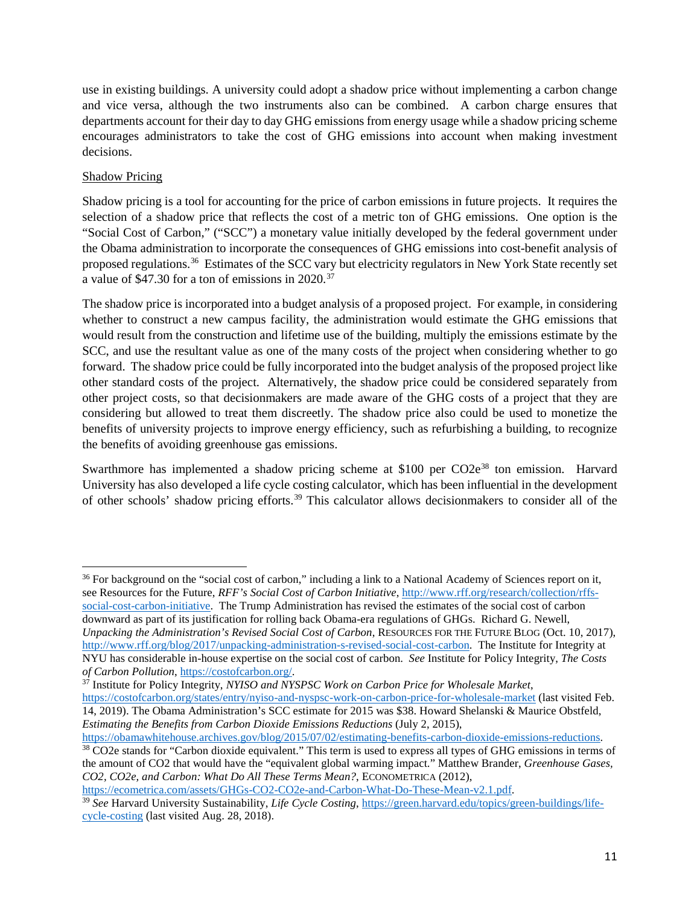use in existing buildings. A university could adopt a shadow price without implementing a carbon change and vice versa, although the two instruments also can be combined. A carbon charge ensures that departments account for their day to day GHG emissions from energy usage while a shadow pricing scheme encourages administrators to take the cost of GHG emissions into account when making investment decisions.

Shadow Pricing

Shadow pricing is a tool for accounting for the price of carbon emissions in future projects. It requires the selection of a shadow price that reflects the cost of a metric ton of GHG emissions. One option is the "Social Cost of Carbon," ("SCC") a monetary value initially developed by the federal government under the Obama administration to incorporate the consequences of GHG emissions into cost-benefit analysis of proposed regulations.[36] Estimates of the SCC vary but electricity regulators in New York State recently set a value of $47.30 for a ton of emissions in 2020.[37]

The shadow price is incorporated into a budget analysis of a proposed project. For example, in considering whether to construct a new campus facility, the administration would estimate the GHG emissions that would result from the construction and lifetime use of the building, multiply the emissions estimate by the SCC, and use the resultant value as one of the many costs of the project when considering whether to go forward. The shadow price could be fully incorporated into the budget analysis of the proposed project like other standard costs of the project. Alternatively, the shadow price could be considered separately from other project costs, so that decisionmakers are made aware of the GHG costs of a project that they are considering but allowed to treat them discreetly. The shadow price also could be used to monetize the benefits of university projects to improve energy efficiency, such as refurbishing a building, to recognize the benefits of avoiding greenhouse gas emissions.

Swarthmore has implemented a shadow pricing scheme at $100 per CO2e[38] ton emission. Harvard University has also developed a life cycle costing calculator, which has been influential in the development of other schools' shadow pricing efforts.[39] This calculator allows decisionmakers to consider all of the

---

[36] For background on the "social cost of carbon," including a link to a National Academy of Sciences report on it, see Resources for the Future, *RFF's Social Cost of Carbon Initiative*, http://www.rff.org/research/collection/rffs-social-cost-carbon-initiative. The Trump Administration has revised the estimates of the social cost of carbon downward as part of its justification for rolling back Obama-era regulations of GHGs. Richard G. Newell, *Unpacking the Administration's Revised Social Cost of Carbon*, RESOURCES FOR THE FUTURE BLOG (Oct. 10, 2017), http://www.rff.org/blog/2017/unpacking-administration-s-revised-social-cost-carbon. The Institute for Integrity at NYU has considerable in-house expertise on the social cost of carbon. *See* Institute for Policy Integrity, *The Costs of Carbon Pollution*, https://costofcarbon.org/.

[37] Institute for Policy Integrity, *NYISO and NYSPSC Work on Carbon Price for Wholesale Market*, https://costofcarbon.org/states/entry/nyiso-and-nyspsc-work-on-carbon-price-for-wholesale-market (last visited Feb. 14, 2019). The Obama Administration's SCC estimate for 2015 was $38. Howard Shelanski & Maurice Obstfeld, *Estimating the Benefits from Carbon Dioxide Emissions Reductions* (July 2, 2015), https://obamawhitehouse.archives.gov/blog/2015/07/02/estimating-benefits-carbon-dioxide-emissions-reductions.

[38] CO2e stands for "Carbon dioxide equivalent." This term is used to express all types of GHG emissions in terms of the amount of CO2 that would have the "equivalent global warming impact." Matthew Brander, *Greenhouse Gases, CO2, CO2e, and Carbon: What Do All These Terms Mean?*, ECONOMETRICA (2012), https://ecometrica.com/assets/GHGs-CO2-CO2e-and-Carbon-What-Do-These-Mean-v2.1.pdf.

[39] *See* Harvard University Sustainability, *Life Cycle Costing*, https://green.harvard.edu/topics/green-buildings/life-cycle-costing (last visited Aug. 28, 2018).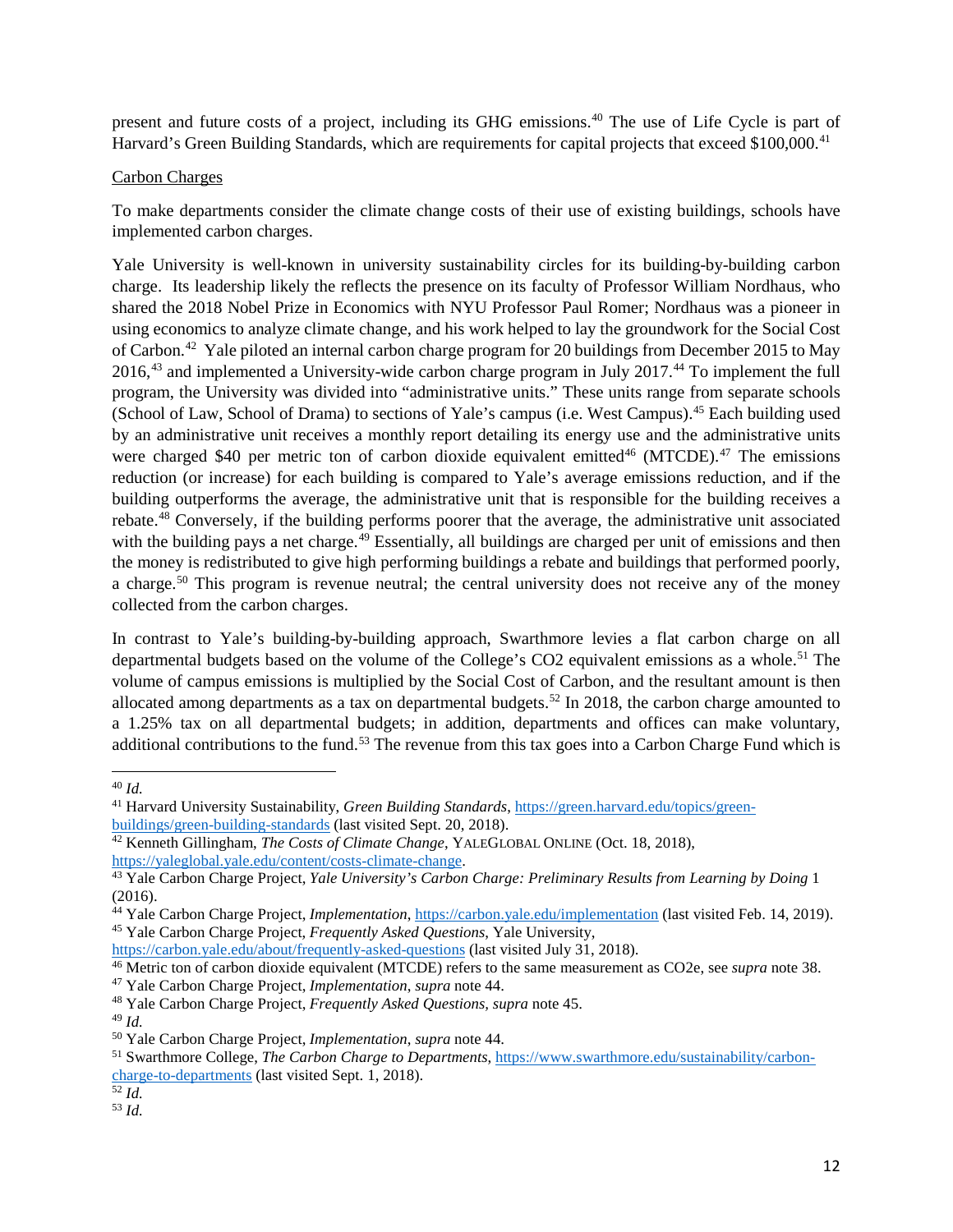present and future costs of a project, including its GHG emissions.[40] The use of Life Cycle is part of Harvard's Green Building Standards, which are requirements for capital projects that exceed $100,000.[41]

Carbon Charges

To make departments consider the climate change costs of their use of existing buildings, schools have implemented carbon charges.

Yale University is well-known in university sustainability circles for its building-by-building carbon charge. Its leadership likely the reflects the presence on its faculty of Professor William Nordhaus, who shared the 2018 Nobel Prize in Economics with NYU Professor Paul Romer; Nordhaus was a pioneer in using economics to analyze climate change, and his work helped to lay the groundwork for the Social Cost of Carbon.[42] Yale piloted an internal carbon charge program for 20 buildings from December 2015 to May 2016,[43] and implemented a University-wide carbon charge program in July 2017.[44] To implement the full program, the University was divided into "administrative units." These units range from separate schools (School of Law, School of Drama) to sections of Yale's campus (i.e. West Campus).[45] Each building used by an administrative unit receives a monthly report detailing its energy use and the administrative units were charged $40 per metric ton of carbon dioxide equivalent emitted[46] (MTCDE).[47] The emissions reduction (or increase) for each building is compared to Yale's average emissions reduction, and if the building outperforms the average, the administrative unit that is responsible for the building receives a rebate.[48] Conversely, if the building performs poorer that the average, the administrative unit associated with the building pays a net charge.[49] Essentially, all buildings are charged per unit of emissions and then the money is redistributed to give high performing buildings a rebate and buildings that performed poorly, a charge.[50] This program is revenue neutral; the central university does not receive any of the money collected from the carbon charges.

In contrast to Yale's building-by-building approach, Swarthmore levies a flat carbon charge on all departmental budgets based on the volume of the College's CO2 equivalent emissions as a whole.[51] The volume of campus emissions is multiplied by the Social Cost of Carbon, and the resultant amount is then allocated among departments as a tax on departmental budgets.[52] In 2018, the carbon charge amounted to a 1.25% tax on all departmental budgets; in addition, departments and offices can make voluntary, additional contributions to the fund.[53] The revenue from this tax goes into a Carbon Charge Fund which is

---

[40] *Id.*

[41] Harvard University Sustainability, *Green Building Standards*, https://green.harvard.edu/topics/green-buildings/green-building-standards (last visited Sept. 20, 2018).

[42] Kenneth Gillingham, *The Costs of Climate Change*, YALEGLOBAL ONLINE (Oct. 18, 2018), https://yaleglobal.yale.edu/content/costs-climate-change.

[43] Yale Carbon Charge Project, *Yale University's Carbon Charge: Preliminary Results from Learning by Doing* 1 (2016).

[44] Yale Carbon Charge Project, *Implementation*, https://carbon.yale.edu/implementation (last visited Feb. 14, 2019).

[45] Yale Carbon Charge Project, *Frequently Asked Questions*, Yale University, https://carbon.yale.edu/about/frequently-asked-questions (last visited July 31, 2018).

[46] Metric ton of carbon dioxide equivalent (MTCDE) refers to the same measurement as CO2e, see *supra* note 38.

[47] Yale Carbon Charge Project, *Implementation*, *supra* note 44.

[48] Yale Carbon Charge Project, *Frequently Asked Questions*, *supra* note 45.

[49] *Id.*

[50] Yale Carbon Charge Project, *Implementation*, *supra* note 44.

[51] Swarthmore College, *The Carbon Charge to Departments*, https://www.swarthmore.edu/sustainability/carbon-charge-to-departments (last visited Sept. 1, 2018).

[52] *Id.*

[53] *Id.*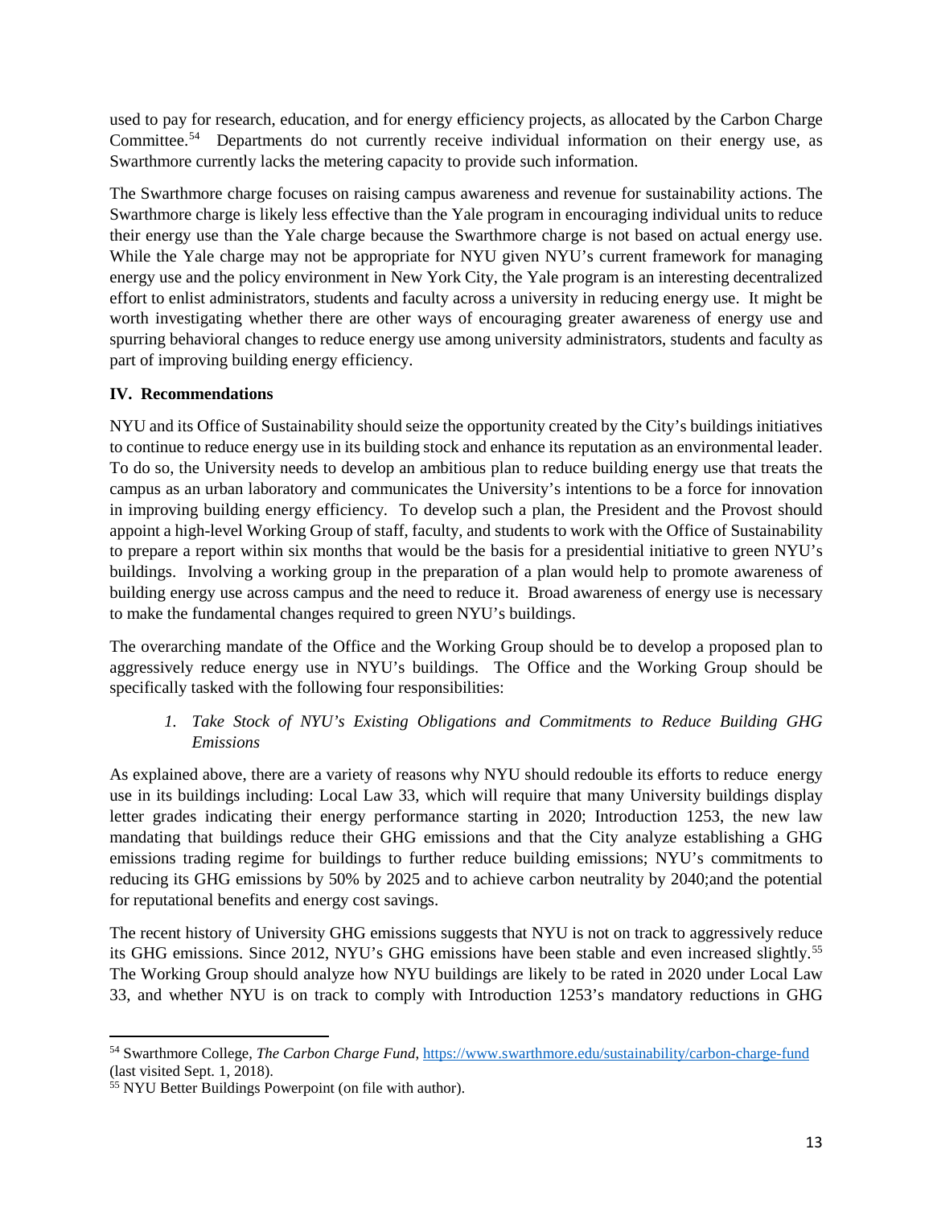used to pay for research, education, and for energy efficiency projects, as allocated by the Carbon Charge Committee.[54] Departments do not currently receive individual information on their energy use, as Swarthmore currently lacks the metering capacity to provide such information.

The Swarthmore charge focuses on raising campus awareness and revenue for sustainability actions. The Swarthmore charge is likely less effective than the Yale program in encouraging individual units to reduce their energy use than the Yale charge because the Swarthmore charge is not based on actual energy use. While the Yale charge may not be appropriate for NYU given NYU's current framework for managing energy use and the policy environment in New York City, the Yale program is an interesting decentralized effort to enlist administrators, students and faculty across a university in reducing energy use. It might be worth investigating whether there are other ways of encouraging greater awareness of energy use and spurring behavioral changes to reduce energy use among university administrators, students and faculty as part of improving building energy efficiency.

## IV. Recommendations

NYU and its Office of Sustainability should seize the opportunity created by the City's buildings initiatives to continue to reduce energy use in its building stock and enhance its reputation as an environmental leader. To do so, the University needs to develop an ambitious plan to reduce building energy use that treats the campus as an urban laboratory and communicates the University's intentions to be a force for innovation in improving building energy efficiency. To develop such a plan, the President and the Provost should appoint a high-level Working Group of staff, faculty, and students to work with the Office of Sustainability to prepare a report within six months that would be the basis for a presidential initiative to green NYU's buildings. Involving a working group in the preparation of a plan would help to promote awareness of building energy use across campus and the need to reduce it. Broad awareness of energy use is necessary to make the fundamental changes required to green NYU's buildings.

The overarching mandate of the Office and the Working Group should be to develop a proposed plan to aggressively reduce energy use in NYU's buildings. The Office and the Working Group should be specifically tasked with the following four responsibilities:

### *1. Take Stock of NYU's Existing Obligations and Commitments to Reduce Building GHG Emissions*

As explained above, there are a variety of reasons why NYU should redouble its efforts to reduce energy use in its buildings including: Local Law 33, which will require that many University buildings display letter grades indicating their energy performance starting in 2020; Introduction 1253, the new law mandating that buildings reduce their GHG emissions and that the City analyze establishing a GHG emissions trading regime for buildings to further reduce building emissions; NYU's commitments to reducing its GHG emissions by 50% by 2025 and to achieve carbon neutrality by 2040;and the potential for reputational benefits and energy cost savings.

The recent history of University GHG emissions suggests that NYU is not on track to aggressively reduce its GHG emissions. Since 2012, NYU's GHG emissions have been stable and even increased slightly.[55] The Working Group should analyze how NYU buildings are likely to be rated in 2020 under Local Law 33, and whether NYU is on track to comply with Introduction 1253's mandatory reductions in GHG

---

[54] Swarthmore College, *The Carbon Charge Fund*, https://www.swarthmore.edu/sustainability/carbon-charge-fund (last visited Sept. 1, 2018).

[55] NYU Better Buildings Powerpoint (on file with author).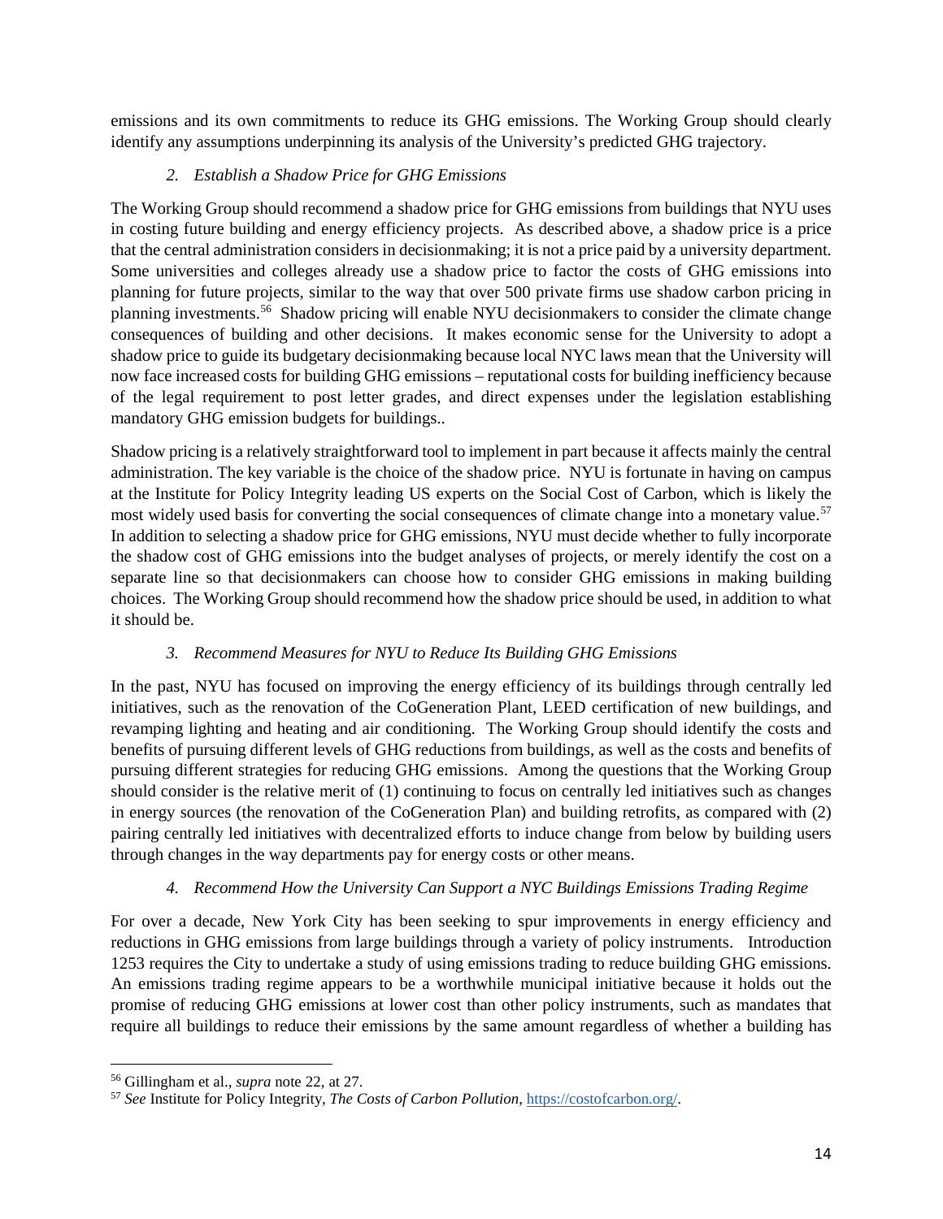emissions and its own commitments to reduce its GHG emissions. The Working Group should clearly identify any assumptions underpinning its analysis of the University's predicted GHG trajectory.

### *2. Establish a Shadow Price for GHG Emissions*

The Working Group should recommend a shadow price for GHG emissions from buildings that NYU uses in costing future building and energy efficiency projects. As described above, a shadow price is a price that the central administration considers in decisionmaking; it is not a price paid by a university department. Some universities and colleges already use a shadow price to factor the costs of GHG emissions into planning for future projects, similar to the way that over 500 private firms use shadow carbon pricing in planning investments.[56] Shadow pricing will enable NYU decisionmakers to consider the climate change consequences of building and other decisions. It makes economic sense for the University to adopt a shadow price to guide its budgetary decisionmaking because local NYC laws mean that the University will now face increased costs for building GHG emissions – reputational costs for building inefficiency because of the legal requirement to post letter grades, and direct expenses under the legislation establishing mandatory GHG emission budgets for buildings..

Shadow pricing is a relatively straightforward tool to implement in part because it affects mainly the central administration. The key variable is the choice of the shadow price. NYU is fortunate in having on campus at the Institute for Policy Integrity leading US experts on the Social Cost of Carbon, which is likely the most widely used basis for converting the social consequences of climate change into a monetary value.[57] In addition to selecting a shadow price for GHG emissions, NYU must decide whether to fully incorporate the shadow cost of GHG emissions into the budget analyses of projects, or merely identify the cost on a separate line so that decisionmakers can choose how to consider GHG emissions in making building choices. The Working Group should recommend how the shadow price should be used, in addition to what it should be.

### *3. Recommend Measures for NYU to Reduce Its Building GHG Emissions*

In the past, NYU has focused on improving the energy efficiency of its buildings through centrally led initiatives, such as the renovation of the CoGeneration Plant, LEED certification of new buildings, and revamping lighting and heating and air conditioning. The Working Group should identify the costs and benefits of pursuing different levels of GHG reductions from buildings, as well as the costs and benefits of pursuing different strategies for reducing GHG emissions. Among the questions that the Working Group should consider is the relative merit of (1) continuing to focus on centrally led initiatives such as changes in energy sources (the renovation of the CoGeneration Plan) and building retrofits, as compared with (2) pairing centrally led initiatives with decentralized efforts to induce change from below by building users through changes in the way departments pay for energy costs or other means.

### *4. Recommend How the University Can Support a NYC Buildings Emissions Trading Regime*

For over a decade, New York City has been seeking to spur improvements in energy efficiency and reductions in GHG emissions from large buildings through a variety of policy instruments. Introduction 1253 requires the City to undertake a study of using emissions trading to reduce building GHG emissions. An emissions trading regime appears to be a worthwhile municipal initiative because it holds out the promise of reducing GHG emissions at lower cost than other policy instruments, such as mandates that require all buildings to reduce their emissions by the same amount regardless of whether a building has

---

[56] Gillingham et al., *supra* note 22, at 27.

[57] *See* Institute for Policy Integrity, *The Costs of Carbon Pollution*, https://costofcarbon.org/.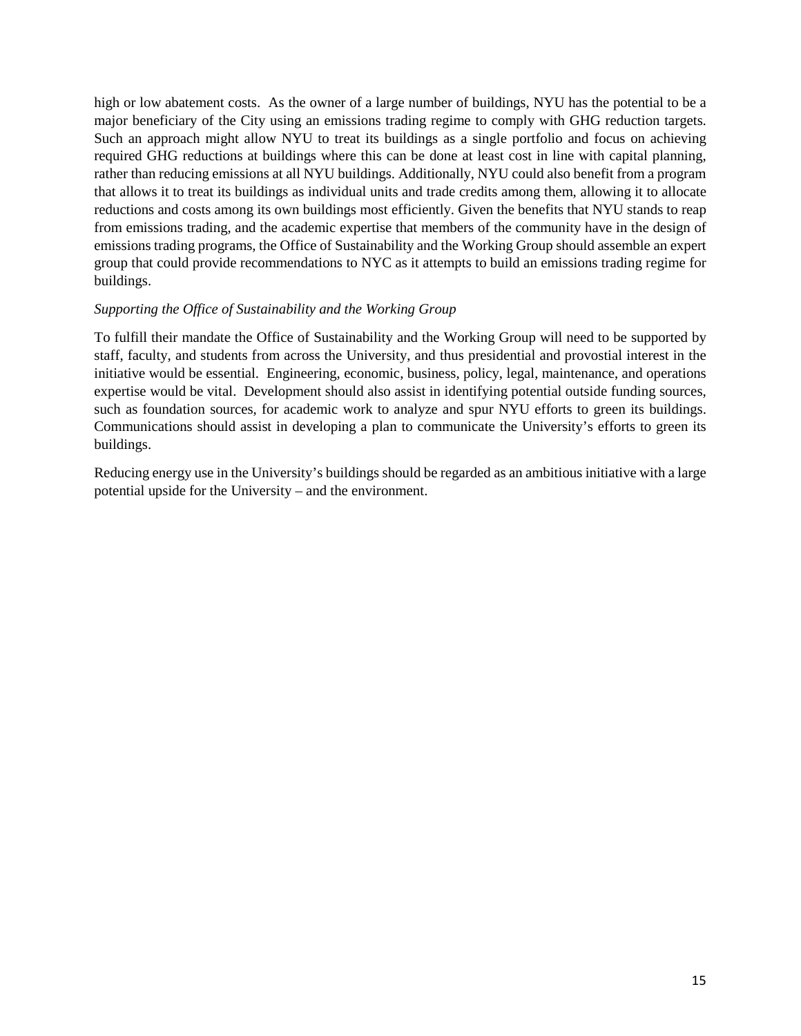high or low abatement costs. As the owner of a large number of buildings, NYU has the potential to be a major beneficiary of the City using an emissions trading regime to comply with GHG reduction targets. Such an approach might allow NYU to treat its buildings as a single portfolio and focus on achieving required GHG reductions at buildings where this can be done at least cost in line with capital planning, rather than reducing emissions at all NYU buildings. Additionally, NYU could also benefit from a program that allows it to treat its buildings as individual units and trade credits among them, allowing it to allocate reductions and costs among its own buildings most efficiently. Given the benefits that NYU stands to reap from emissions trading, and the academic expertise that members of the community have in the design of emissions trading programs, the Office of Sustainability and the Working Group should assemble an expert group that could provide recommendations to NYC as it attempts to build an emissions trading regime for buildings.

*Supporting the Office of Sustainability and the Working Group*

To fulfill their mandate the Office of Sustainability and the Working Group will need to be supported by staff, faculty, and students from across the University, and thus presidential and provostial interest in the initiative would be essential. Engineering, economic, business, policy, legal, maintenance, and operations expertise would be vital. Development should also assist in identifying potential outside funding sources, such as foundation sources, for academic work to analyze and spur NYU efforts to green its buildings. Communications should assist in developing a plan to communicate the University's efforts to green its buildings.

Reducing energy use in the University's buildings should be regarded as an ambitious initiative with a large potential upside for the University – and the environment.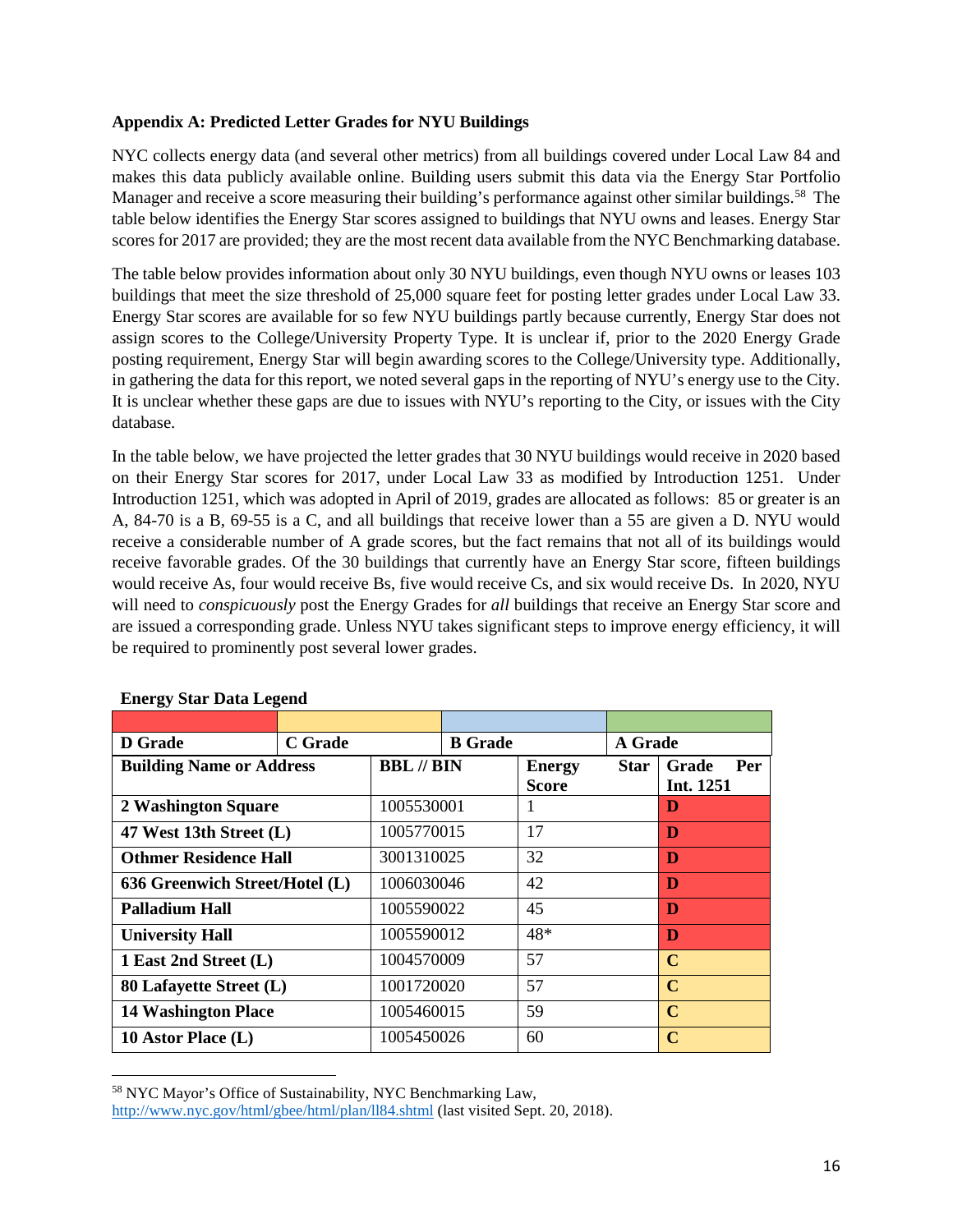**Appendix A: Predicted Letter Grades for NYU Buildings**

NYC collects energy data (and several other metrics) from all buildings covered under Local Law 84 and makes this data publicly available online. Building users submit this data via the Energy Star Portfolio Manager and receive a score measuring their building's performance against other similar buildings.[58] The table below identifies the Energy Star scores assigned to buildings that NYU owns and leases. Energy Star scores for 2017 are provided; they are the most recent data available from the NYC Benchmarking database.

The table below provides information about only 30 NYU buildings, even though NYU owns or leases 103 buildings that meet the size threshold of 25,000 square feet for posting letter grades under Local Law 33. Energy Star scores are available for so few NYU buildings partly because currently, Energy Star does not assign scores to the College/University Property Type. It is unclear if, prior to the 2020 Energy Grade posting requirement, Energy Star will begin awarding scores to the College/University type. Additionally, in gathering the data for this report, we noted several gaps in the reporting of NYU's energy use to the City. It is unclear whether these gaps are due to issues with NYU's reporting to the City, or issues with the City database.

In the table below, we have projected the letter grades that 30 NYU buildings would receive in 2020 based on their Energy Star scores for 2017, under Local Law 33 as modified by Introduction 1251. Under Introduction 1251, which was adopted in April of 2019, grades are allocated as follows: 85 or greater is an A, 84-70 is a B, 69-55 is a C, and all buildings that receive lower than a 55 are given a D. NYU would receive a considerable number of A grade scores, but the fact remains that not all of its buildings would receive favorable grades. Of the 30 buildings that currently have an Energy Star score, fifteen buildings would receive As, four would receive Bs, five would receive Cs, and six would receive Ds. In 2020, NYU will need to *conspicuously* post the Energy Grades for *all* buildings that receive an Energy Star score and are issued a corresponding grade. Unless NYU takes significant steps to improve energy efficiency, it will be required to prominently post several lower grades.

**Energy Star Data Legend**

| D Grade | C Grade | B Grade | A Grade |
|---|---|---|---|

| Building Name or Address | BBL // BIN | Energy Star Score | Grade Per Int. 1251 |
|---|---|---|---|
| **2 Washington Square** | 1005530001 | 1 | **D** |
| **47 West 13th Street (L)** | 1005770015 | 17 | **D** |
| **Othmer Residence Hall** | 3001310025 | 32 | **D** |
| **636 Greenwich Street/Hotel (L)** | 1006030046 | 42 | **D** |
| **Palladium Hall** | 1005590022 | 45 | **D** |
| **University Hall** | 1005590012 | 48* | **D** |
| **1 East 2nd Street (L)** | 1004570009 | 57 | **C** |
| **80 Lafayette Street (L)** | 1001720020 | 57 | **C** |
| **14 Washington Place** | 1005460015 | 59 | **C** |
| **10 Astor Place (L)** | 1005450026 | 60 | **C** |

[58] NYC Mayor's Office of Sustainability, NYC Benchmarking Law, http://www.nyc.gov/html/gbee/html/plan/ll84.shtml (last visited Sept. 20, 2018).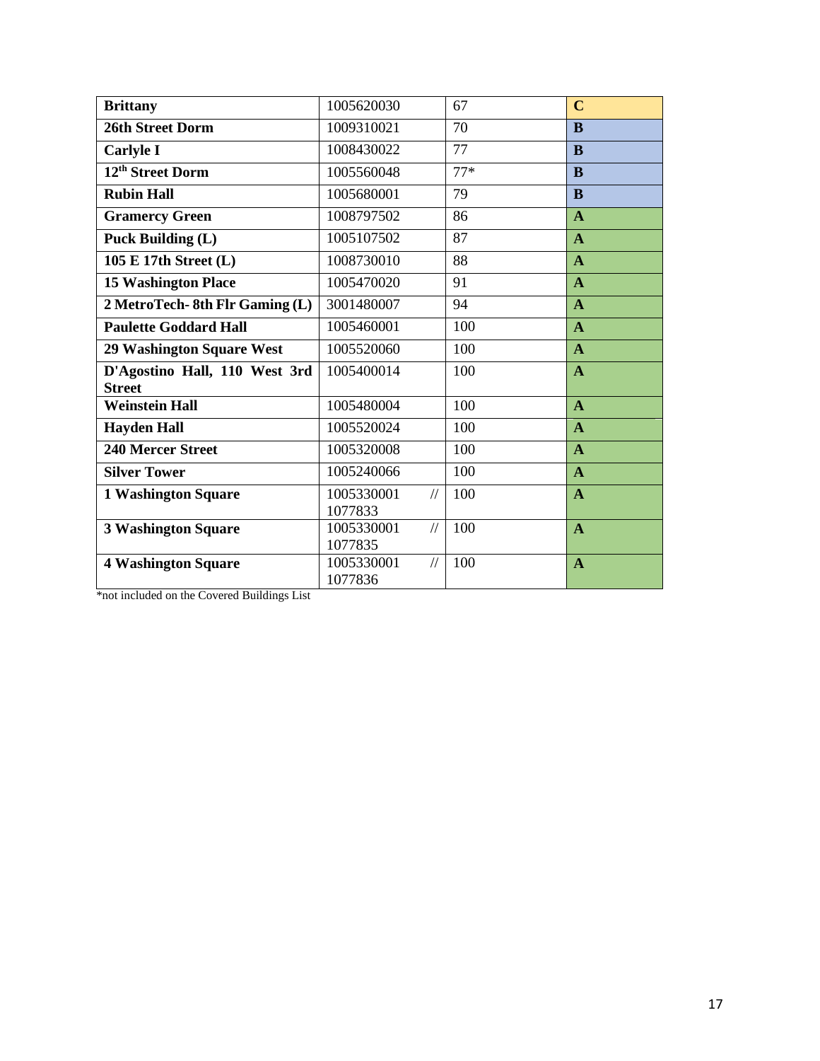| | | | |
|---|---|---|---|
| **Brittany** | 1005620030 | 67 | **C** |
| **26th Street Dorm** | 1009310021 | 70 | **B** |
| **Carlyle I** | 1008430022 | 77 | **B** |
| **12th Street Dorm** | 1005560048 | 77* | **B** |
| **Rubin Hall** | 1005680001 | 79 | **B** |
| **Gramercy Green** | 1008797502 | 86 | **A** |
| **Puck Building (L)** | 1005107502 | 87 | **A** |
| **105 E 17th Street (L)** | 1008730010 | 88 | **A** |
| **15 Washington Place** | 1005470020 | 91 | **A** |
| **2 MetroTech- 8th Flr Gaming (L)** | 3001480007 | 94 | **A** |
| **Paulette Goddard Hall** | 1005460001 | 100 | **A** |
| **29 Washington Square West** | 1005520060 | 100 | **A** |
| **D'Agostino Hall, 110 West 3rd Street** | 1005400014 | 100 | **A** |
| **Weinstein Hall** | 1005480004 | 100 | **A** |
| **Hayden Hall** | 1005520024 | 100 | **A** |
| **240 Mercer Street** | 1005320008 | 100 | **A** |
| **Silver Tower** | 1005240066 | 100 | **A** |
| **1 Washington Square** | 1005330001 // 1077833 | 100 | **A** |
| **3 Washington Square** | 1005330001 // 1077835 | 100 | **A** |
| **4 Washington Square** | 1005330001 // 1077836 | 100 | **A** |

*not included on the Covered Buildings List